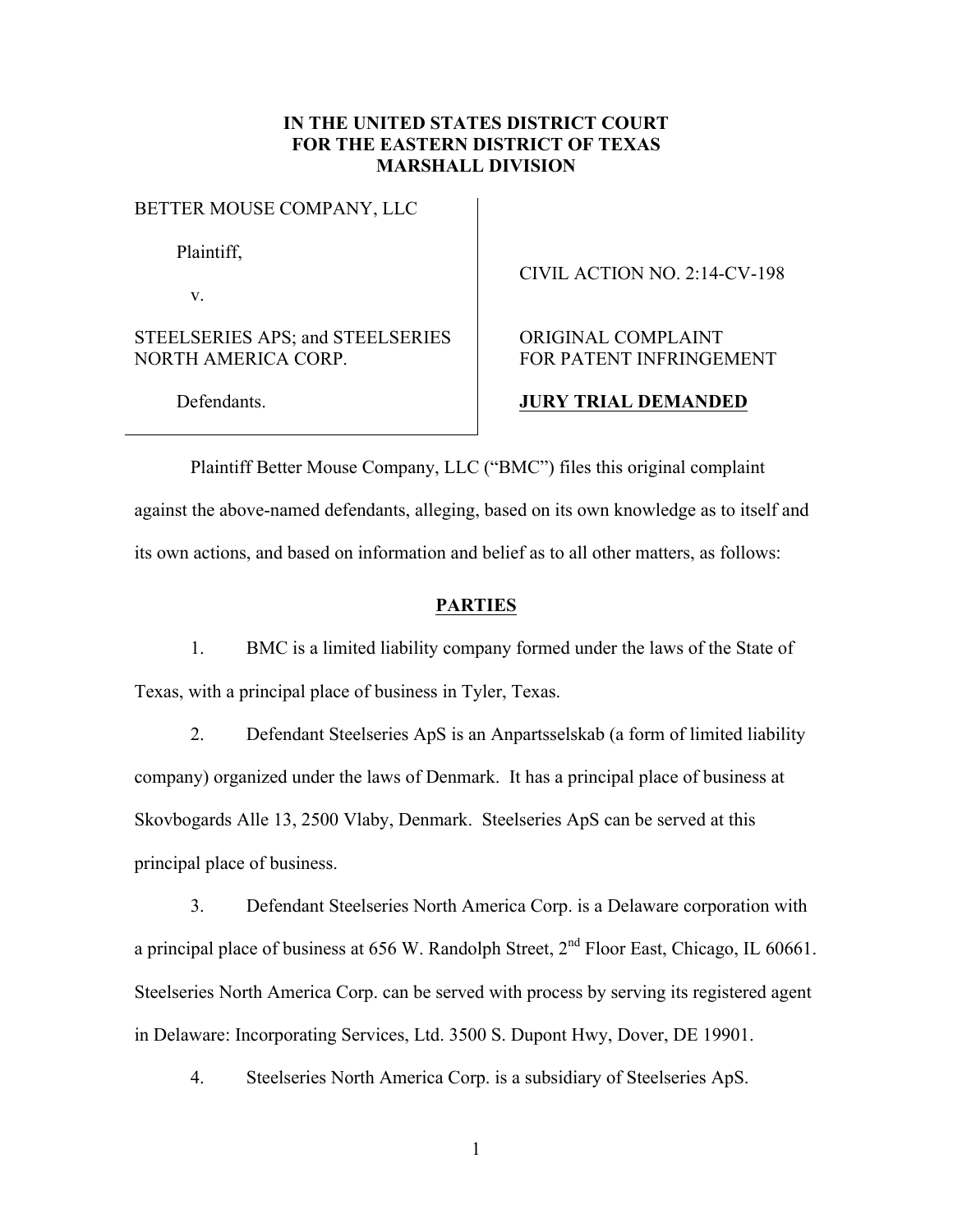**IN THE UNITED STATES DISTRICT COURT**
**FOR THE EASTERN DISTRICT OF TEXAS**
**MARSHALL DIVISION**

| | |
|---|---|
| BETTER MOUSE COMPANY, LLC<br><br>Plaintiff,<br><br>v.<br><br>STEELSERIES APS; and STEELSERIES NORTH AMERICA CORP.<br><br>Defendants. | CIVIL ACTION NO. 2:14-CV-198<br><br>ORIGINAL COMPLAINT FOR PATENT INFRINGEMENT<br><br>**JURY TRIAL DEMANDED** |

Plaintiff Better Mouse Company, LLC ("BMC") files this original complaint against the above-named defendants, alleging, based on its own knowledge as to itself and its own actions, and based on information and belief as to all other matters, as follows:

## PARTIES

1. BMC is a limited liability company formed under the laws of the State of Texas, with a principal place of business in Tyler, Texas.

2. Defendant Steelseries ApS is an Anpartsselskab (a form of limited liability company) organized under the laws of Denmark. It has a principal place of business at Skovbogards Alle 13, 2500 Vlaby, Denmark. Steelseries ApS can be served at this principal place of business.

3. Defendant Steelseries North America Corp. is a Delaware corporation with a principal place of business at 656 W. Randolph Street, 2nd Floor East, Chicago, IL 60661. Steelseries North America Corp. can be served with process by serving its registered agent in Delaware: Incorporating Services, Ltd. 3500 S. Dupont Hwy, Dover, DE 19901.

4. Steelseries North America Corp. is a subsidiary of Steelseries ApS.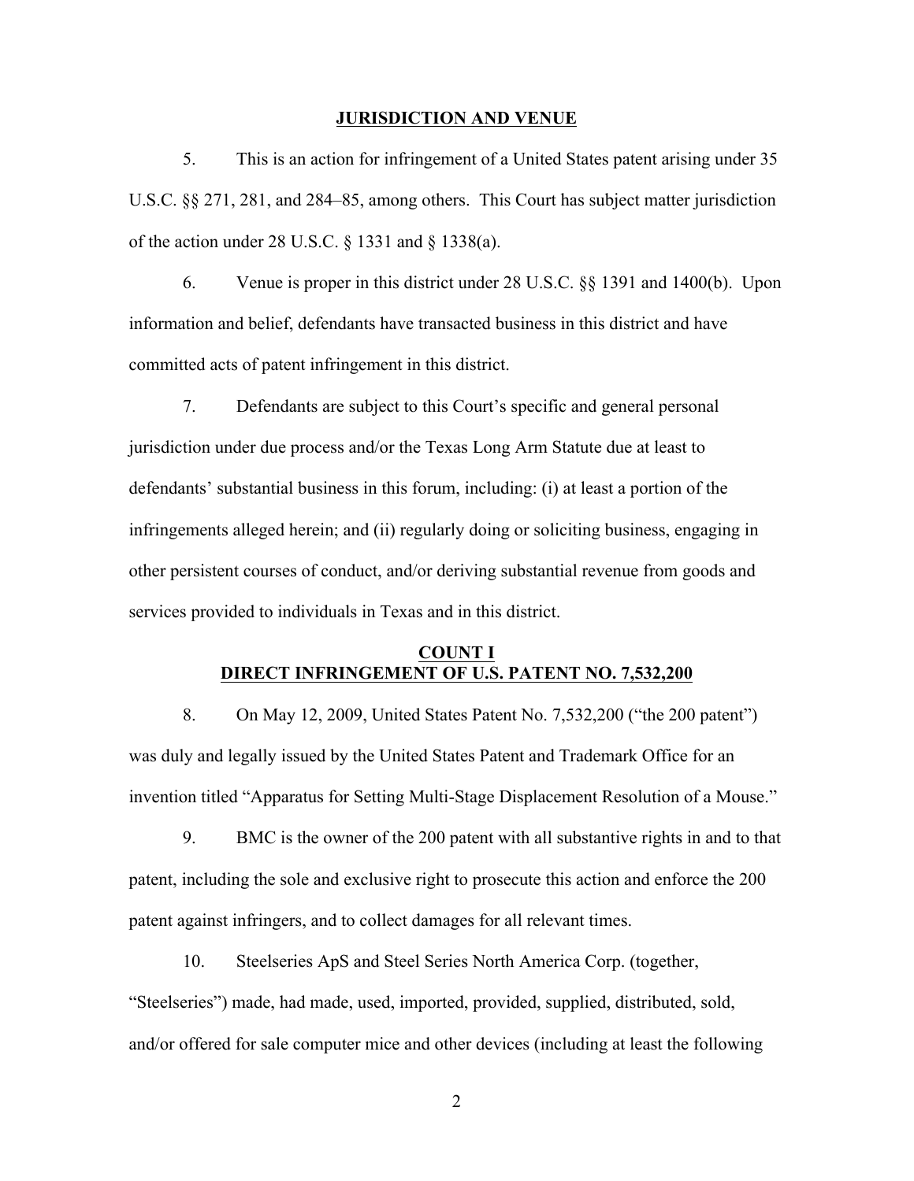## JURISDICTION AND VENUE

5. This is an action for infringement of a United States patent arising under 35 U.S.C. §§ 271, 281, and 284–85, among others. This Court has subject matter jurisdiction of the action under 28 U.S.C. § 1331 and § 1338(a).

6. Venue is proper in this district under 28 U.S.C. §§ 1391 and 1400(b). Upon information and belief, defendants have transacted business in this district and have committed acts of patent infringement in this district.

7. Defendants are subject to this Court's specific and general personal jurisdiction under due process and/or the Texas Long Arm Statute due at least to defendants' substantial business in this forum, including: (i) at least a portion of the infringements alleged herein; and (ii) regularly doing or soliciting business, engaging in other persistent courses of conduct, and/or deriving substantial revenue from goods and services provided to individuals in Texas and in this district.

## COUNT I
## DIRECT INFRINGEMENT OF U.S. PATENT NO. 7,532,200

8. On May 12, 2009, United States Patent No. 7,532,200 ("the 200 patent") was duly and legally issued by the United States Patent and Trademark Office for an invention titled "Apparatus for Setting Multi-Stage Displacement Resolution of a Mouse."

9. BMC is the owner of the 200 patent with all substantive rights in and to that patent, including the sole and exclusive right to prosecute this action and enforce the 200 patent against infringers, and to collect damages for all relevant times.

10. Steelseries ApS and Steel Series North America Corp. (together, "Steelseries") made, had made, used, imported, provided, supplied, distributed, sold, and/or offered for sale computer mice and other devices (including at least the following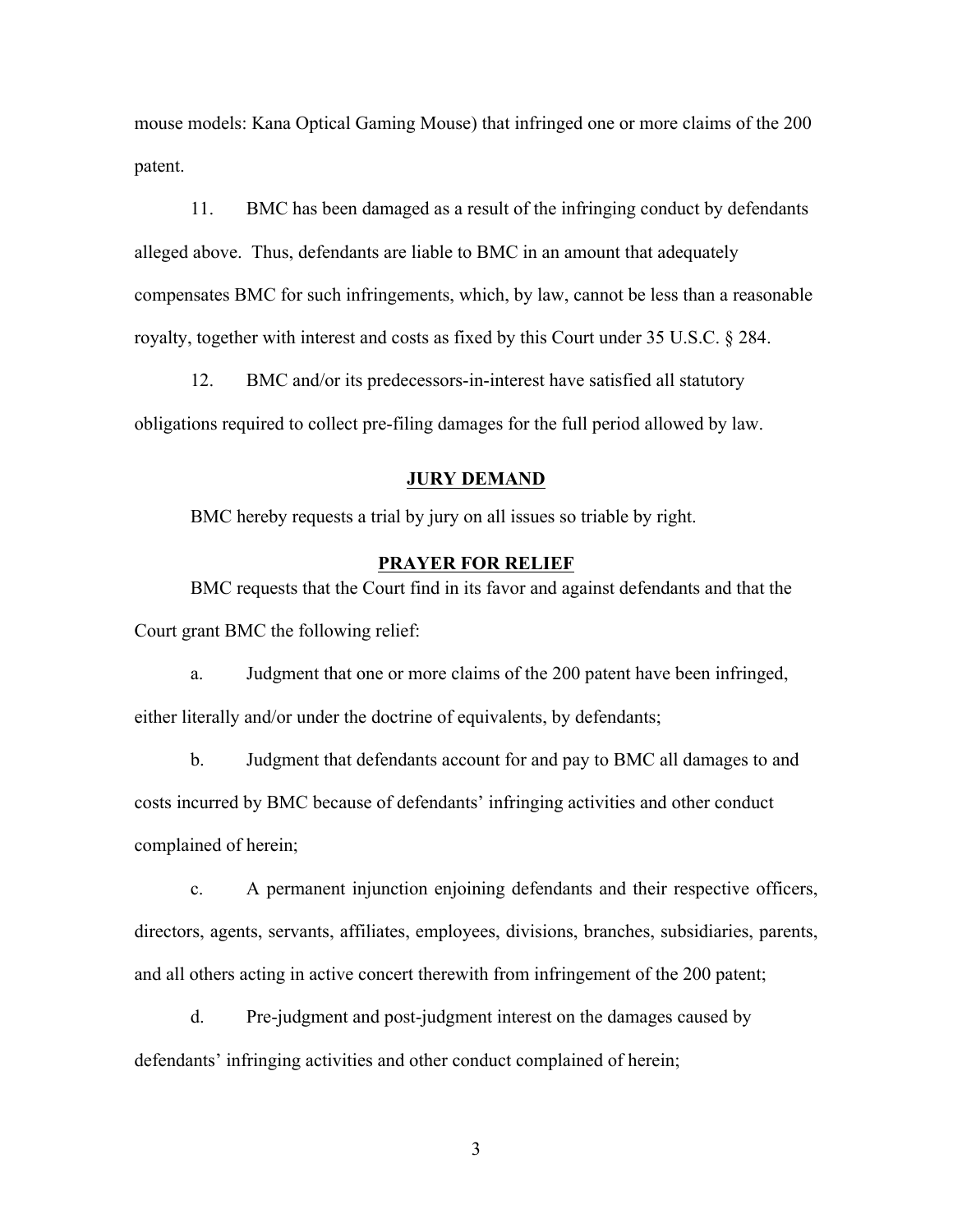mouse models: Kana Optical Gaming Mouse) that infringed one or more claims of the 200 patent.

11. BMC has been damaged as a result of the infringing conduct by defendants alleged above. Thus, defendants are liable to BMC in an amount that adequately compensates BMC for such infringements, which, by law, cannot be less than a reasonable royalty, together with interest and costs as fixed by this Court under 35 U.S.C. § 284.

12. BMC and/or its predecessors-in-interest have satisfied all statutory obligations required to collect pre-filing damages for the full period allowed by law.

## **JURY DEMAND**

BMC hereby requests a trial by jury on all issues so triable by right.

## **PRAYER FOR RELIEF**

BMC requests that the Court find in its favor and against defendants and that the Court grant BMC the following relief:

a. Judgment that one or more claims of the 200 patent have been infringed, either literally and/or under the doctrine of equivalents, by defendants;

b. Judgment that defendants account for and pay to BMC all damages to and costs incurred by BMC because of defendants' infringing activities and other conduct complained of herein;

c. A permanent injunction enjoining defendants and their respective officers, directors, agents, servants, affiliates, employees, divisions, branches, subsidiaries, parents, and all others acting in active concert therewith from infringement of the 200 patent;

d. Pre-judgment and post-judgment interest on the damages caused by defendants' infringing activities and other conduct complained of herein;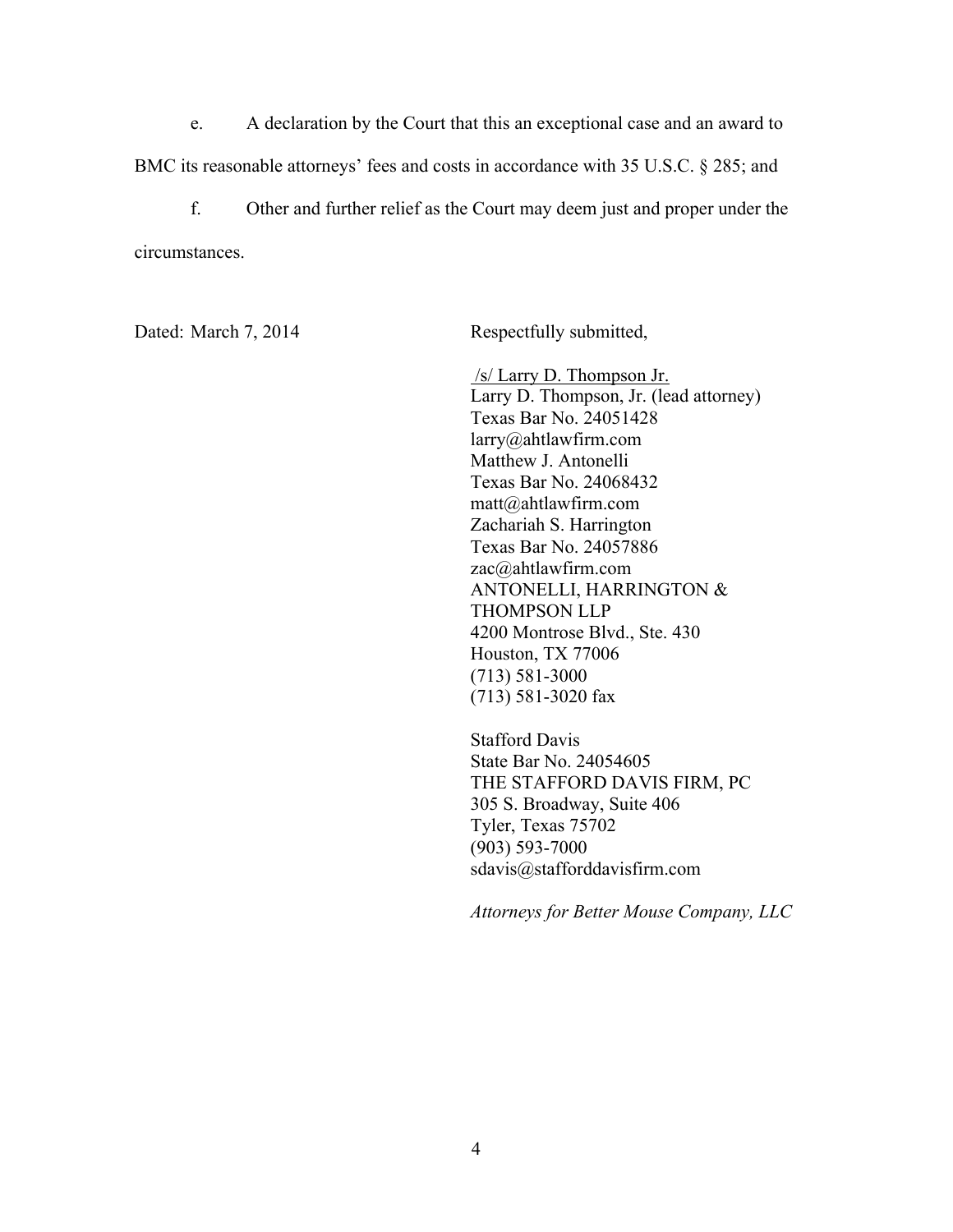e. A declaration by the Court that this an exceptional case and an award to BMC its reasonable attorneys' fees and costs in accordance with 35 U.S.C. § 285; and

f. Other and further relief as the Court may deem just and proper under the circumstances.

Dated: March 7, 2014

Respectfully submitted,

/s/ Larry D. Thompson Jr.
Larry D. Thompson, Jr. (lead attorney)
Texas Bar No. 24051428
larry@ahtlawfirm.com
Matthew J. Antonelli
Texas Bar No. 24068432
matt@ahtlawfirm.com
Zachariah S. Harrington
Texas Bar No. 24057886
zac@ahtlawfirm.com
ANTONELLI, HARRINGTON & THOMPSON LLP
4200 Montrose Blvd., Ste. 430
Houston, TX 77006
(713) 581-3000
(713) 581-3020 fax

Stafford Davis
State Bar No. 24054605
THE STAFFORD DAVIS FIRM, PC
305 S. Broadway, Suite 406
Tyler, Texas 75702
(903) 593-7000
sdavis@stafforddavisfirm.com

*Attorneys for Better Mouse Company, LLC*